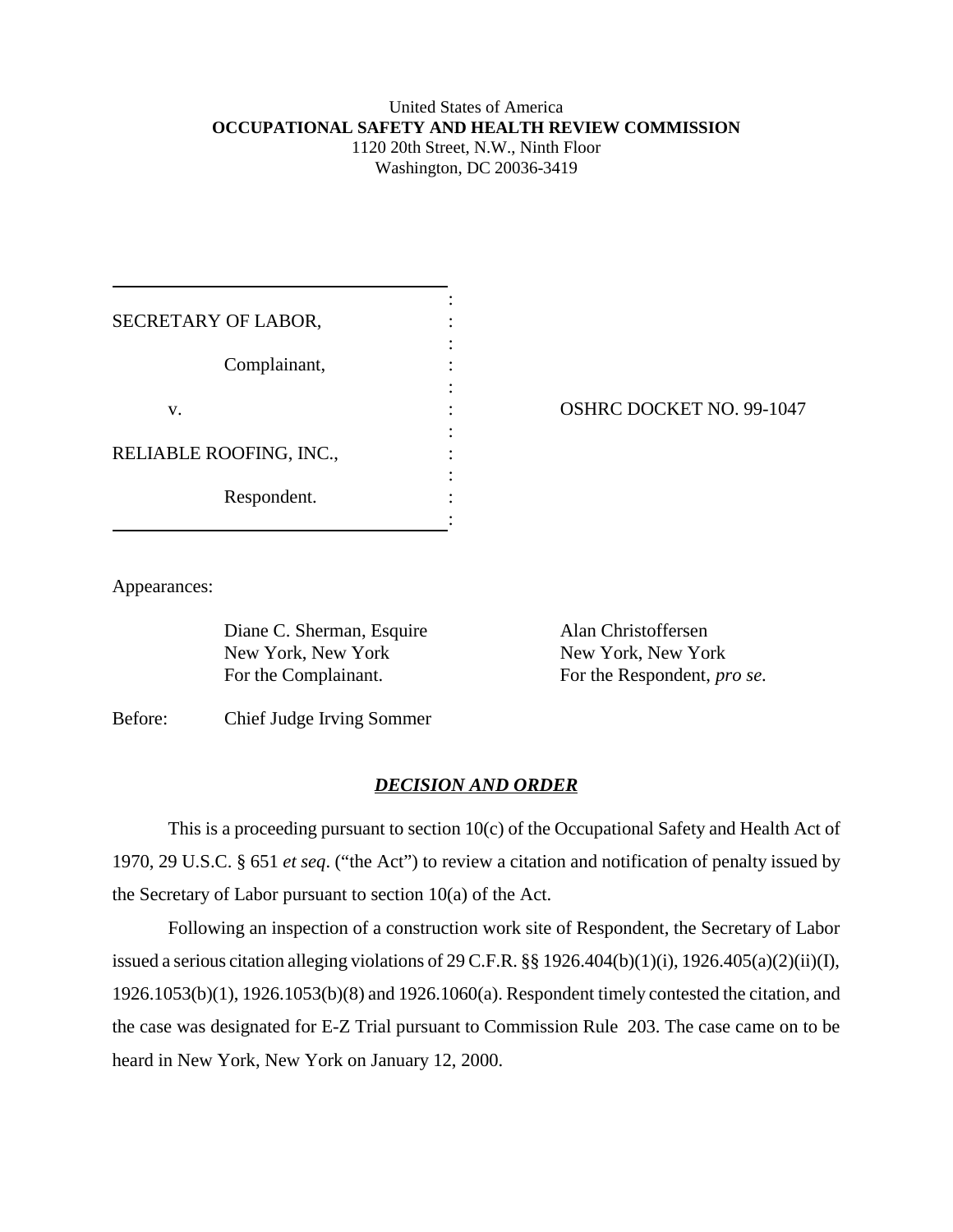United States of America
**OCCUPATIONAL SAFETY AND HEALTH REVIEW COMMISSION**
1120 20th Street, N.W., Ninth Floor
Washington, DC 20036-3419

| | |
|---|---|
| SECRETARY OF LABOR, Complainant, v. RELIABLE ROOFING, INC., Respondent. | OSHRC DOCKET NO. 99-1047 |

Appearances:

Diane C. Sherman, Esquire
New York, New York
For the Complainant.

Alan Christoffersen
New York, New York
For the Respondent, *pro se*.

Before: Chief Judge Irving Sommer

## ***DECISION AND ORDER***

This is a proceeding pursuant to section 10(c) of the Occupational Safety and Health Act of 1970, 29 U.S.C. § 651 *et seq*. ("the Act") to review a citation and notification of penalty issued by the Secretary of Labor pursuant to section 10(a) of the Act.

Following an inspection of a construction work site of Respondent, the Secretary of Labor issued a serious citation alleging violations of 29 C.F.R. §§ 1926.404(b)(1)(i), 1926.405(a)(2)(ii)(I), 1926.1053(b)(1), 1926.1053(b)(8) and 1926.1060(a). Respondent timely contested the citation, and the case was designated for E-Z Trial pursuant to Commission Rule 203. The case came on to be heard in New York, New York on January 12, 2000.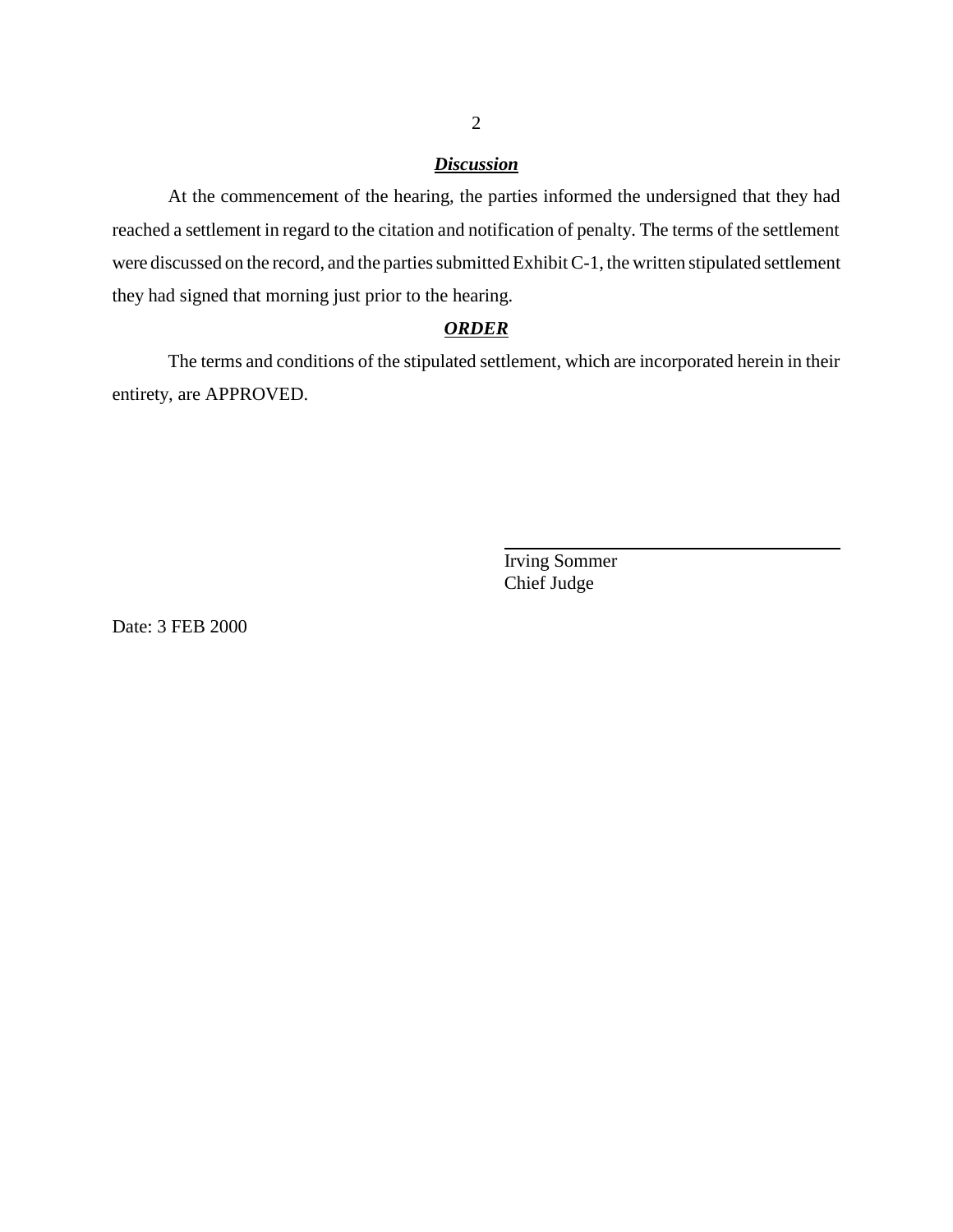## ***Discussion***

At the commencement of the hearing, the parties informed the undersigned that they had reached a settlement in regard to the citation and notification of penalty. The terms of the settlement were discussed on the record, and the parties submitted Exhibit C-1, the written stipulated settlement they had signed that morning just prior to the hearing.

## ***ORDER***

The terms and conditions of the stipulated settlement, which are incorporated herein in their entirety, are APPROVED.

Irving Sommer
Chief Judge

Date: 3 FEB 2000